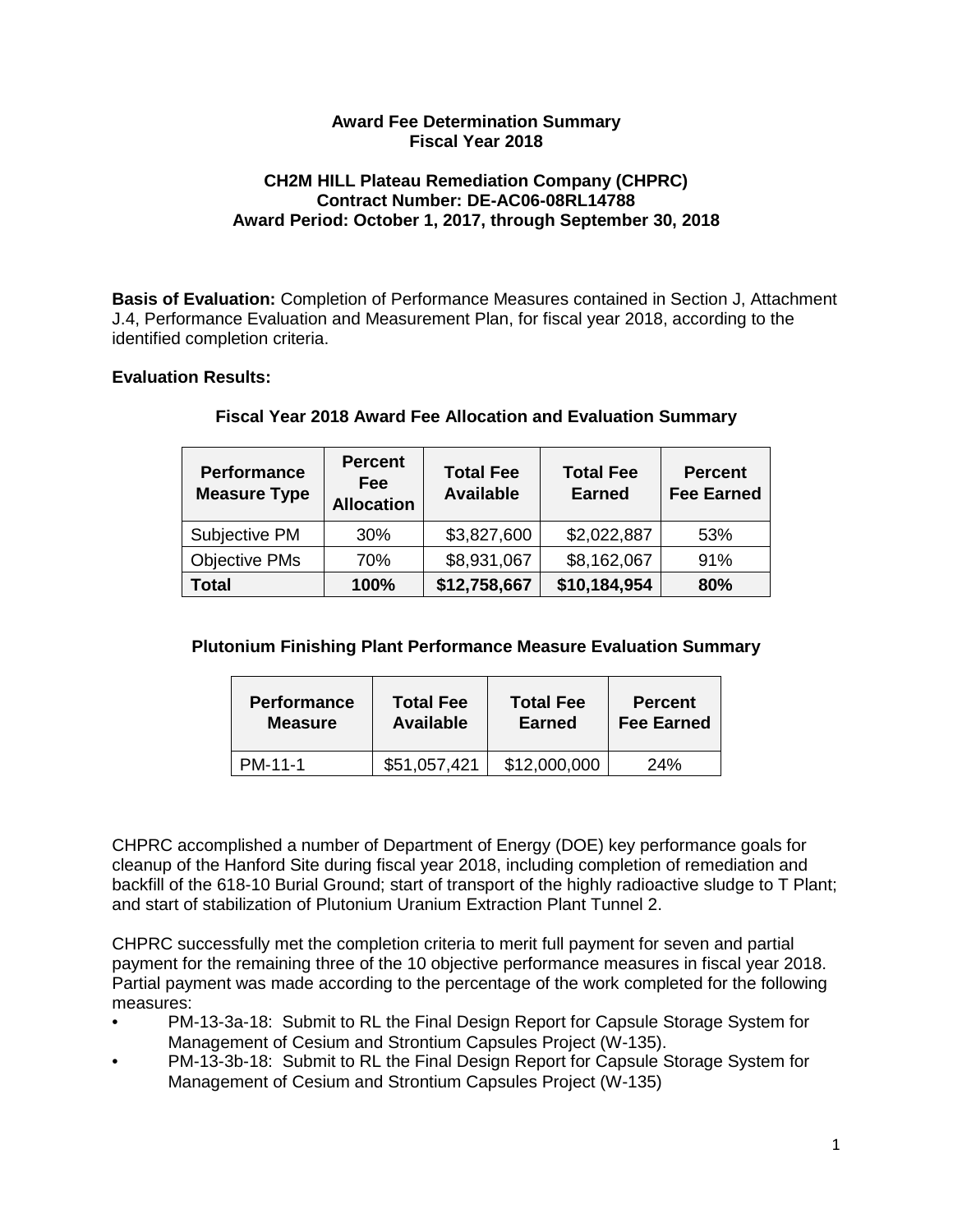**Award Fee Determination Summary**
**Fiscal Year 2018**

**CH2M HILL Plateau Remediation Company (CHPRC)**
**Contract Number: DE-AC06-08RL14788**
**Award Period: October 1, 2017, through September 30, 2018**

**Basis of Evaluation:** Completion of Performance Measures contained in Section J, Attachment J.4, Performance Evaluation and Measurement Plan, for fiscal year 2018, according to the identified completion criteria.

**Evaluation Results:**

**Fiscal Year 2018 Award Fee Allocation and Evaluation Summary**

| Performance Measure Type | Percent Fee Allocation | Total Fee Available | Total Fee Earned | Percent Fee Earned |
|---|---|---|---|---|
| Subjective PM | 30% | $3,827,600 | $2,022,887 | 53% |
| Objective PMs | 70% | $8,931,067 | $8,162,067 | 91% |
| **Total** | **100%** | **$12,758,667** | **$10,184,954** | **80%** |

**Plutonium Finishing Plant Performance Measure Evaluation Summary**

| Performance Measure | Total Fee Available | Total Fee Earned | Percent Fee Earned |
|---|---|---|---|
| PM-11-1 | $51,057,421 | $12,000,000 | 24% |

CHPRC accomplished a number of Department of Energy (DOE) key performance goals for cleanup of the Hanford Site during fiscal year 2018, including completion of remediation and backfill of the 618-10 Burial Ground; start of transport of the highly radioactive sludge to T Plant; and start of stabilization of Plutonium Uranium Extraction Plant Tunnel 2.

CHPRC successfully met the completion criteria to merit full payment for seven and partial payment for the remaining three of the 10 objective performance measures in fiscal year 2018. Partial payment was made according to the percentage of the work completed for the following measures:

- PM-13-3a-18: Submit to RL the Final Design Report for Capsule Storage System for Management of Cesium and Strontium Capsules Project (W-135).
- PM-13-3b-18: Submit to RL the Final Design Report for Capsule Storage System for Management of Cesium and Strontium Capsules Project (W-135)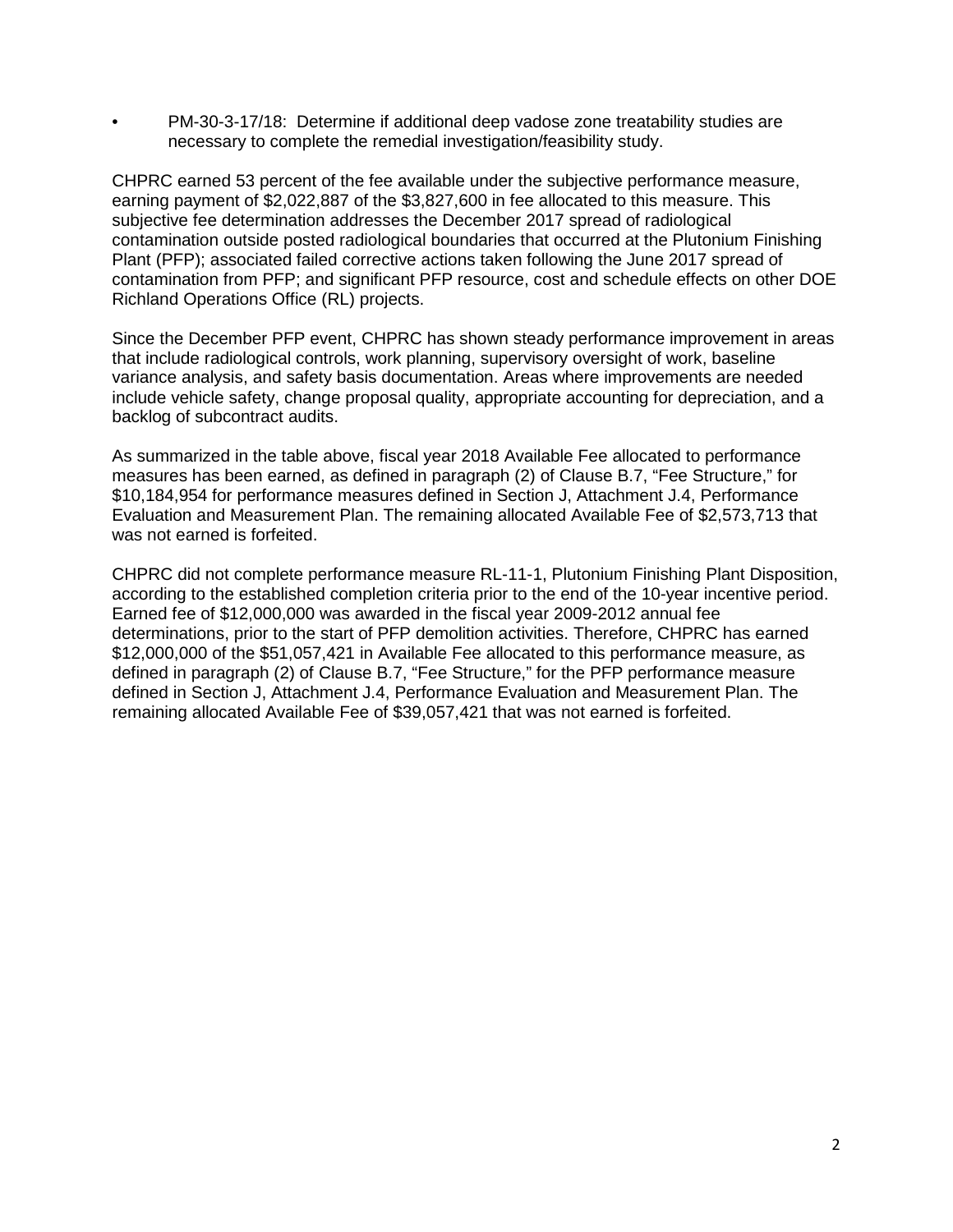- PM-30-3-17/18: Determine if additional deep vadose zone treatability studies are necessary to complete the remedial investigation/feasibility study.

CHPRC earned 53 percent of the fee available under the subjective performance measure, earning payment of $2,022,887 of the $3,827,600 in fee allocated to this measure. This subjective fee determination addresses the December 2017 spread of radiological contamination outside posted radiological boundaries that occurred at the Plutonium Finishing Plant (PFP); associated failed corrective actions taken following the June 2017 spread of contamination from PFP; and significant PFP resource, cost and schedule effects on other DOE Richland Operations Office (RL) projects.

Since the December PFP event, CHPRC has shown steady performance improvement in areas that include radiological controls, work planning, supervisory oversight of work, baseline variance analysis, and safety basis documentation. Areas where improvements are needed include vehicle safety, change proposal quality, appropriate accounting for depreciation, and a backlog of subcontract audits.

As summarized in the table above, fiscal year 2018 Available Fee allocated to performance measures has been earned, as defined in paragraph (2) of Clause B.7, "Fee Structure," for $10,184,954 for performance measures defined in Section J, Attachment J.4, Performance Evaluation and Measurement Plan. The remaining allocated Available Fee of $2,573,713 that was not earned is forfeited.

CHPRC did not complete performance measure RL-11-1, Plutonium Finishing Plant Disposition, according to the established completion criteria prior to the end of the 10-year incentive period. Earned fee of $12,000,000 was awarded in the fiscal year 2009-2012 annual fee determinations, prior to the start of PFP demolition activities. Therefore, CHPRC has earned $12,000,000 of the $51,057,421 in Available Fee allocated to this performance measure, as defined in paragraph (2) of Clause B.7, "Fee Structure," for the PFP performance measure defined in Section J, Attachment J.4, Performance Evaluation and Measurement Plan. The remaining allocated Available Fee of $39,057,421 that was not earned is forfeited.